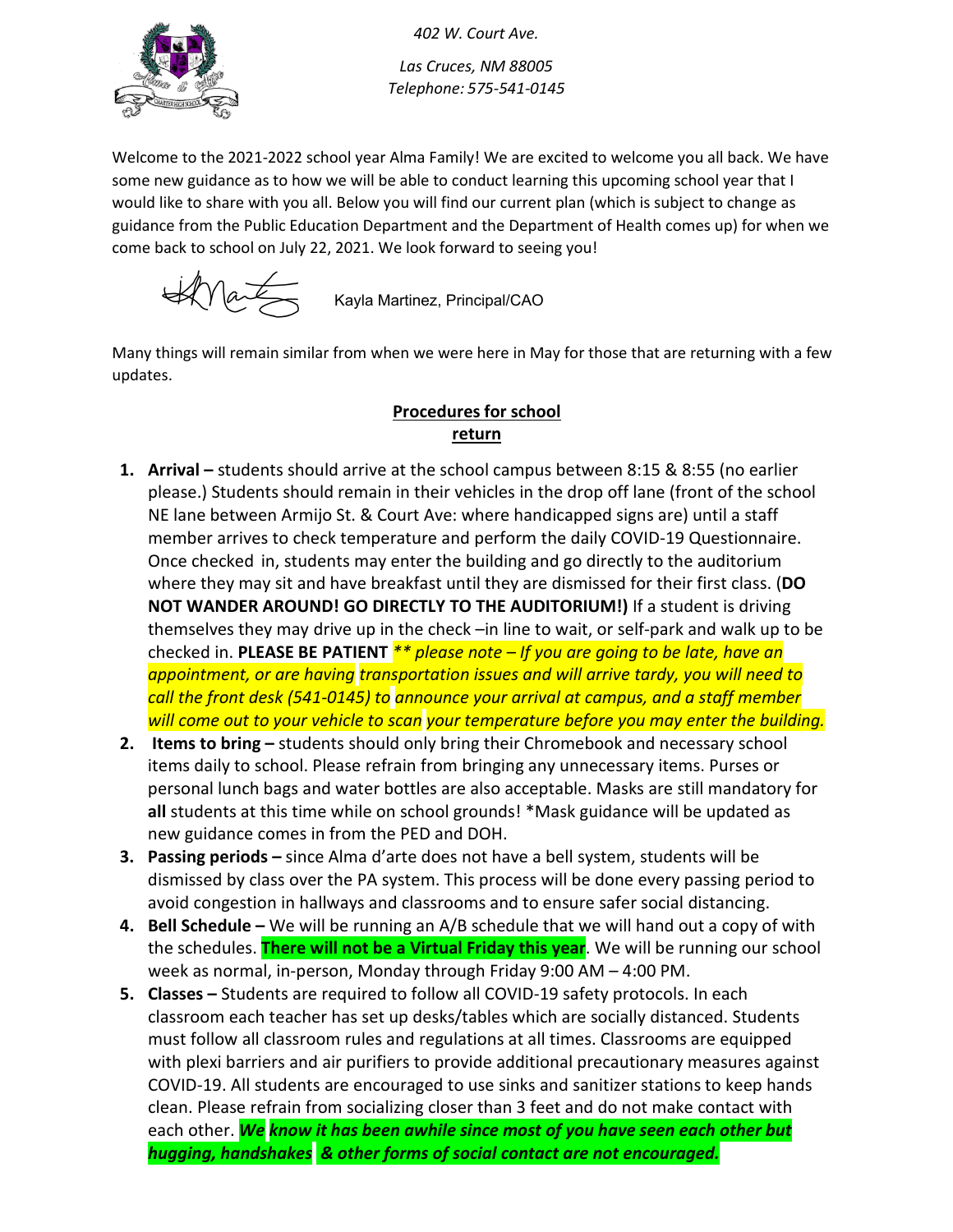402 W. Court Ave.

Las Cruces, NM 88005
Telephone: 575-541-0145

Welcome to the 2021-2022 school year Alma Family! We are excited to welcome you all back. We have some new guidance as to how we will be able to conduct learning this upcoming school year that I would like to share with you all. Below you will find our current plan (which is subject to change as guidance from the Public Education Department and the Department of Health comes up) for when we come back to school on July 22, 2021. We look forward to seeing you!

Kayla Martinez, Principal/CAO

Many things will remain similar from when we were here in May for those that are returning with a few updates.

## Procedures for school return

1. **Arrival –** students should arrive at the school campus between 8:15 & 8:55 (no earlier please.) Students should remain in their vehicles in the drop off lane (front of the school NE lane between Armijo St. & Court Ave: where handicapped signs are) until a staff member arrives to check temperature and perform the daily COVID-19 Questionnaire. Once checked in, students may enter the building and go directly to the auditorium where they may sit and have breakfast until they are dismissed for their first class. (**DO NOT WANDER AROUND! GO DIRECTLY TO THE AUDITORIUM!)** If a student is driving themselves they may drive up in the check –in line to wait, or self-park and walk up to be checked in. **PLEASE BE PATIENT** *\*\* please note – If you are going to be late, have an appointment, or are having transportation issues and will arrive tardy, you will need to call the front desk (541-0145) to announce your arrival at campus, and a staff member will come out to your vehicle to scan your temperature before you may enter the building.*
2. **Items to bring –** students should only bring their Chromebook and necessary school items daily to school. Please refrain from bringing any unnecessary items. Purses or personal lunch bags and water bottles are also acceptable. Masks are still mandatory for **all** students at this time while on school grounds! *Mask guidance will be updated as new guidance comes in from the PED and DOH.
3. **Passing periods –** since Alma d'arte does not have a bell system, students will be dismissed by class over the PA system. This process will be done every passing period to avoid congestion in hallways and classrooms and to ensure safer social distancing.
4. **Bell Schedule –** We will be running an A/B schedule that we will hand out a copy of with the schedules. **There will not be a Virtual Friday this year**. We will be running our school week as normal, in-person, Monday through Friday 9:00 AM – 4:00 PM.
5. **Classes –** Students are required to follow all COVID-19 safety protocols. In each classroom each teacher has set up desks/tables which are socially distanced. Students must follow all classroom rules and regulations at all times. Classrooms are equipped with plexi barriers and air purifiers to provide additional precautionary measures against COVID-19. All students are encouraged to use sinks and sanitizer stations to keep hands clean. Please refrain from socializing closer than 3 feet and do not make contact with each other. ***We know it has been awhile since most of you have seen each other but hugging, handshakes & other forms of social contact are not encouraged.***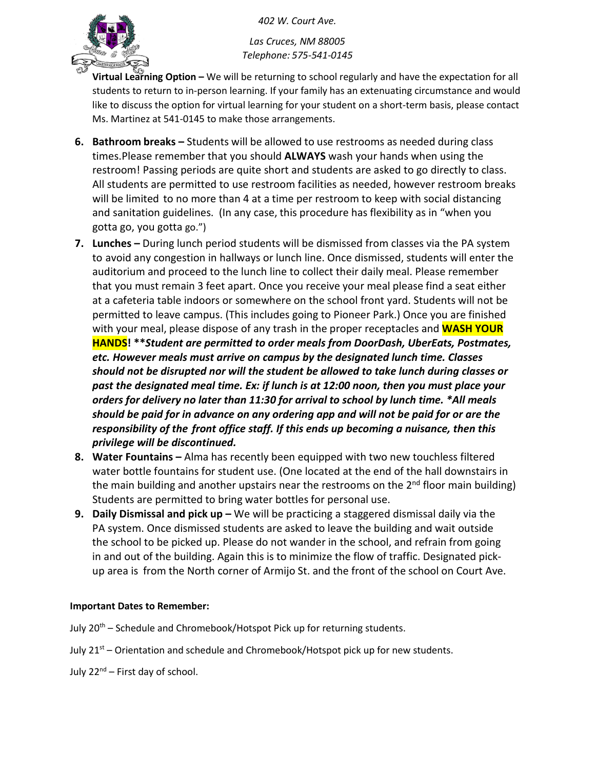*402 W. Court Ave.*

*Las Cruces, NM 88005*
*Telephone: 575-541-0145*

**Virtual Learning Option –** We will be returning to school regularly and have the expectation for all students to return to in-person learning. If your family has an extenuating circumstance and would like to discuss the option for virtual learning for your student on a short-term basis, please contact Ms. Martinez at 541-0145 to make those arrangements.

6. **Bathroom breaks –** Students will be allowed to use restrooms as needed during class times.Please remember that you should **ALWAYS** wash your hands when using the restroom! Passing periods are quite short and students are asked to go directly to class. All students are permitted to use restroom facilities as needed, however restroom breaks will be limited to no more than 4 at a time per restroom to keep with social distancing and sanitation guidelines. (In any case, this procedure has flexibility as in "when you gotta go, you gotta go.")
7. **Lunches –** During lunch period students will be dismissed from classes via the PA system to avoid any congestion in hallways or lunch line. Once dismissed, students will enter the auditorium and proceed to the lunch line to collect their daily meal. Please remember that you must remain 3 feet apart. Once you receive your meal please find a seat either at a cafeteria table indoors or somewhere on the school front yard. Students will not be permitted to leave campus. (This includes going to Pioneer Park.) Once you are finished with your meal, please dispose of any trash in the proper receptacles and **WASH YOUR HANDS! \*\****Student are permitted to order meals from DoorDash, UberEats, Postmates, etc. However meals must arrive on campus by the designated lunch time. Classes should not be disrupted nor will the student be allowed to take lunch during classes or past the designated meal time. Ex: if lunch is at 12:00 noon, then you must place your orders for delivery no later than 11:30 for arrival to school by lunch time. \*All meals should be paid for in advance on any ordering app and will not be paid for or are the responsibility of the front office staff. If this ends up becoming a nuisance, then this privilege will be discontinued.***
8. **Water Fountains –** Alma has recently been equipped with two new touchless filtered water bottle fountains for student use. (One located at the end of the hall downstairs in the main building and another upstairs near the restrooms on the 2nd floor main building) Students are permitted to bring water bottles for personal use.
9. **Daily Dismissal and pick up –** We will be practicing a staggered dismissal daily via the PA system. Once dismissed students are asked to leave the building and wait outside the school to be picked up. Please do not wander in the school, and refrain from going in and out of the building. Again this is to minimize the flow of traffic. Designated pick-up area is from the North corner of Armijo St. and the front of the school on Court Ave.

**Important Dates to Remember:**

July 20th – Schedule and Chromebook/Hotspot Pick up for returning students.

July 21st – Orientation and schedule and Chromebook/Hotspot pick up for new students.

July 22nd – First day of school.